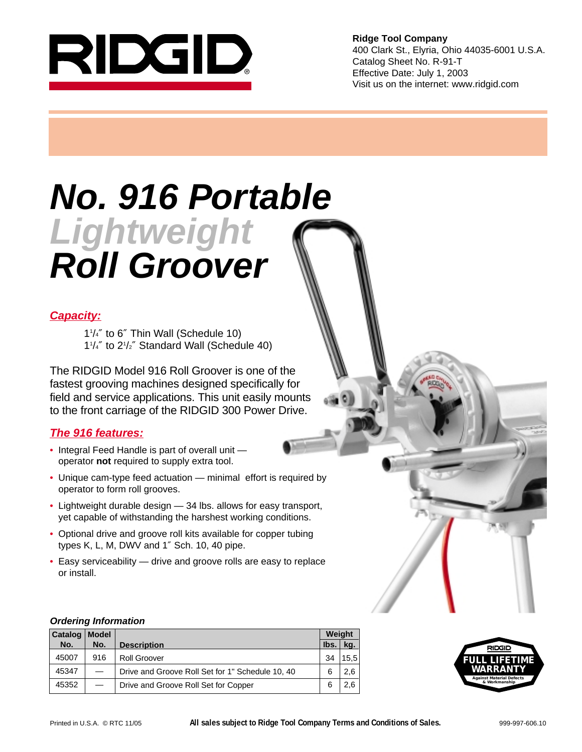RIDGID

**Ridge Tool Company**
400 Clark St., Elyria, Ohio 44035-6001 U.S.A.
Catalog Sheet No. R-91-T
Effective Date: July 1, 2003
Visit us on the internet: www.ridgid.com

# No. 916 Portable *Lightweight* Roll Groover

## *Capacity:*

1¼″ to 6″ Thin Wall (Schedule 10)
1¼″ to 2½″ Standard Wall (Schedule 40)

The RIDGID Model 916 Roll Groover is one of the fastest grooving machines designed specifically for field and service applications. This unit easily mounts to the front carriage of the RIDGID 300 Power Drive.

## *The 916 features:*

- Integral Feed Handle is part of overall unit — operator **not** required to supply extra tool.
- Unique cam-type feed actuation — minimal effort is required by operator to form roll grooves.
- Lightweight durable design — 34 lbs. allows for easy transport, yet capable of withstanding the harshest working conditions.
- Optional drive and groove roll kits available for copper tubing types K, L, M, DWV and 1″ Sch. 10, 40 pipe.
- Easy serviceability — drive and groove rolls are easy to replace or install.

### *Ordering Information*

| Catalog No. | Model No. | Description | Weight lbs. | Weight kg. |
|---|---|---|---|---|
| 45007 | 916 | Roll Groover | 34 | 15,5 |
| 45347 | — | Drive and Groove Roll Set for 1" Schedule 10, 40 | 6 | 2,6 |
| 45352 | — | Drive and Groove Roll Set for Copper | 6 | 2,6 |

RIDGID FULL LIFETIME WARRANTY Against Material Defects & Workmanship

Printed in U.S.A. © RTC 11/05 **All sales subject to Ridge Tool Company Terms and Conditions of Sales.** 999-997-606.10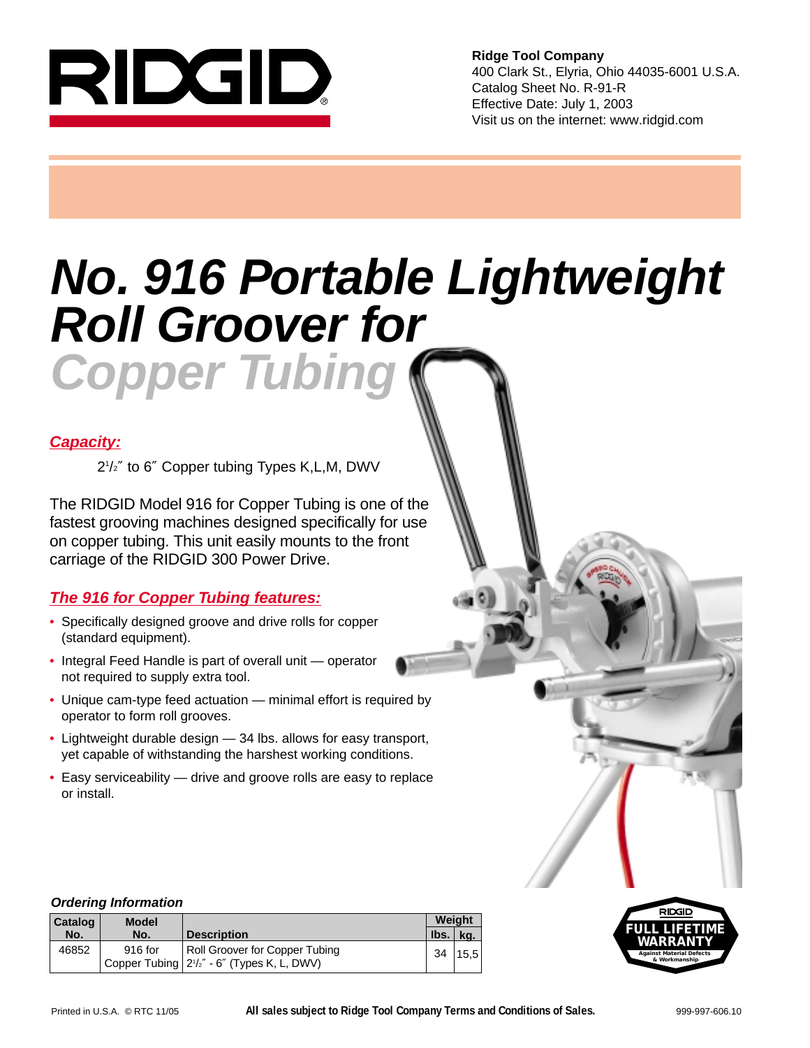RIDGID

**Ridge Tool Company**
400 Clark St., Elyria, Ohio 44035-6001 U.S.A.
Catalog Sheet No. R-91-R
Effective Date: July 1, 2003
Visit us on the internet: www.ridgid.com

# No. 916 Portable Lightweight Roll Groover for Copper Tubing

## *Capacity:*

2½″ to 6″ Copper tubing Types K,L,M, DWV

The RIDGID Model 916 for Copper Tubing is one of the fastest grooving machines designed specifically for use on copper tubing. This unit easily mounts to the front carriage of the RIDGID 300 Power Drive.

## *The 916 for Copper Tubing features:*

- Specifically designed groove and drive rolls for copper (standard equipment).
- Integral Feed Handle is part of overall unit — operator not required to supply extra tool.
- Unique cam-type feed actuation — minimal effort is required by operator to form roll grooves.
- Lightweight durable design — 34 lbs. allows for easy transport, yet capable of withstanding the harshest working conditions.
- Easy serviceability — drive and groove rolls are easy to replace or install.

***Ordering Information***

| Catalog No. | Model No. | Description | Weight | |
|---|---|---|---|---|
| | | | lbs. | kg. |
| 46852 | 916 for Copper Tubing | Roll Groover for Copper Tubing 2½″ - 6″ (Types K, L, DWV) | 34 | 15,5 |

RIDGID FULL LIFETIME WARRANTY Against Material Defects & Workmanship

Printed in U.S.A. © RTC 11/05

**All sales subject to Ridge Tool Company Terms and Conditions of Sales.**

999-997-606.10